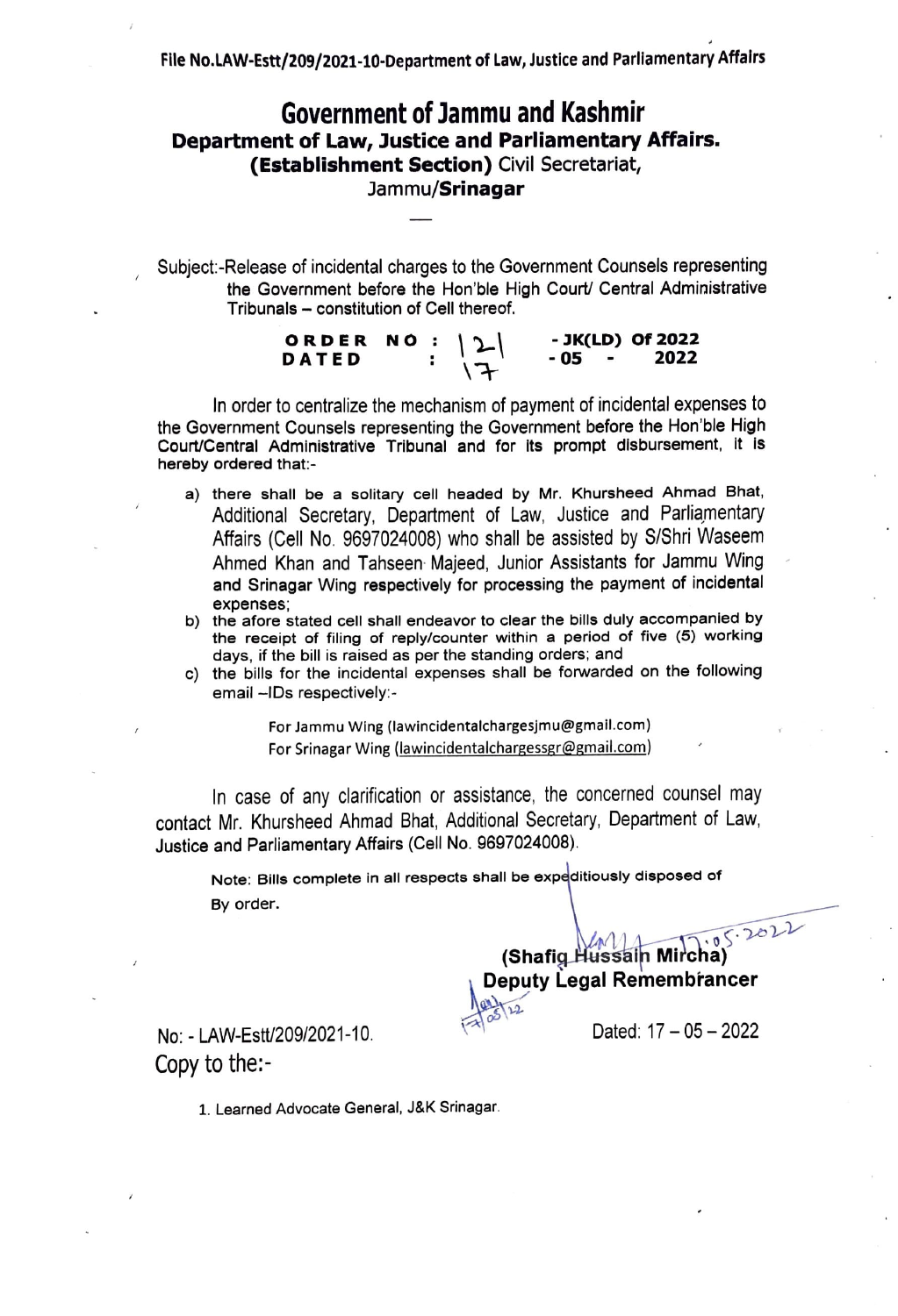File No.LAW-Estt/209/2021-10-Department of Law, Justice and Parliamentary Affairs

# Government of Jammu and Kashmir

## Department of Law, Justice and Parliamentary Affairs.

**(Establishment Section)** Civil Secretariat,
Jammu/**Srinagar**

---

Subject:-Release of incidental charges to the Government Counsels representing the Government before the Hon'ble High Court/ Central Administrative Tribunals – constitution of Cell thereof.

**ORDER NO : 121 - JK(LD) Of 2022**
**DATED : 17 - 05 - 2022**

In order to centralize the mechanism of payment of incidental expenses to the Government Counsels representing the Government before the Hon'ble High Court/Central Administrative Tribunal and for its prompt disbursement, it is hereby ordered that:-

a) there shall be a solitary cell headed by Mr. Khursheed Ahmad Bhat, Additional Secretary, Department of Law, Justice and Parliamentary Affairs (Cell No. 9697024008) who shall be assisted by S/Shri Waseem Ahmed Khan and Tahseen Majeed, Junior Assistants for Jammu Wing and Srinagar Wing respectively for processing the payment of incidental expenses;

b) the afore stated cell shall endeavor to clear the bills duly accompanied by the receipt of filing of reply/counter within a period of five (5) working days, if the bill is raised as per the standing orders; and

c) the bills for the incidental expenses shall be forwarded on the following email –IDs respectively:-

For Jammu Wing (lawincidentalchargesjmu@gmail.com)
For Srinagar Wing (lawincidentalchargessgr@gmail.com)

In case of any clarification or assistance, the concerned counsel may contact Mr. Khursheed Ahmad Bhat, Additional Secretary, Department of Law, Justice and Parliamentary Affairs (Cell No. 9697024008).

Note: Bills complete in all respects shall be expeditiously disposed of

By order.

17.05.2022

**(Shafiq Hussain Mircha)**
**Deputy Legal Remembrancer**

No: - LAW-Estt/209/2021-10. Dated: 17 – 05 – 2022

Copy to the:-

1. Learned Advocate General, J&K Srinagar.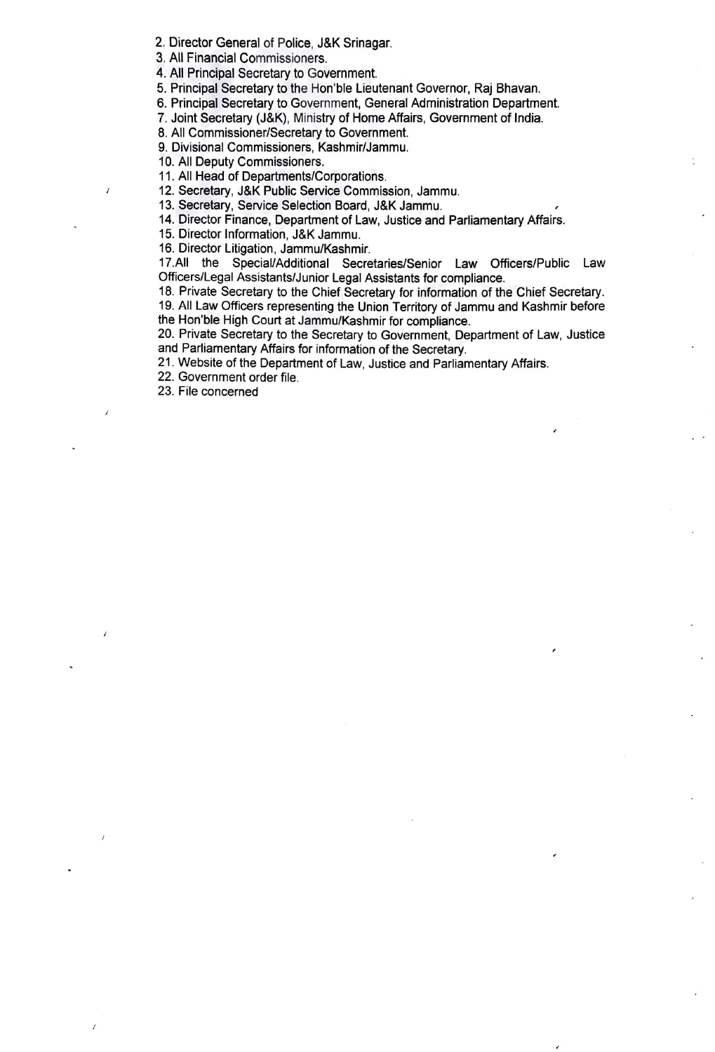2. Director General of Police, J&K Srinagar.
3. All Financial Commissioners.
4. All Principal Secretary to Government.
5. Principal Secretary to the Hon'ble Lieutenant Governor, Raj Bhavan.
6. Principal Secretary to Government, General Administration Department.
7. Joint Secretary (J&K), Ministry of Home Affairs, Government of India.
8. All Commissioner/Secretary to Government.
9. Divisional Commissioners, Kashmir/Jammu.
10. All Deputy Commissioners.
11. All Head of Departments/Corporations.
12. Secretary, J&K Public Service Commission, Jammu.
13. Secretary, Service Selection Board, J&K Jammu.
14. Director Finance, Department of Law, Justice and Parliamentary Affairs.
15. Director Information, J&K Jammu.
16. Director Litigation, Jammu/Kashmir.
17. All the Special/Additional Secretaries/Senior Law Officers/Public Law Officers/Legal Assistants/Junior Legal Assistants for compliance.
18. Private Secretary to the Chief Secretary for information of the Chief Secretary.
19. All Law Officers representing the Union Territory of Jammu and Kashmir before the Hon'ble High Court at Jammu/Kashmir for compliance.
20. Private Secretary to the Secretary to Government, Department of Law, Justice and Parliamentary Affairs for information of the Secretary.
21. Website of the Department of Law, Justice and Parliamentary Affairs.
22. Government order file.
23. File concerned